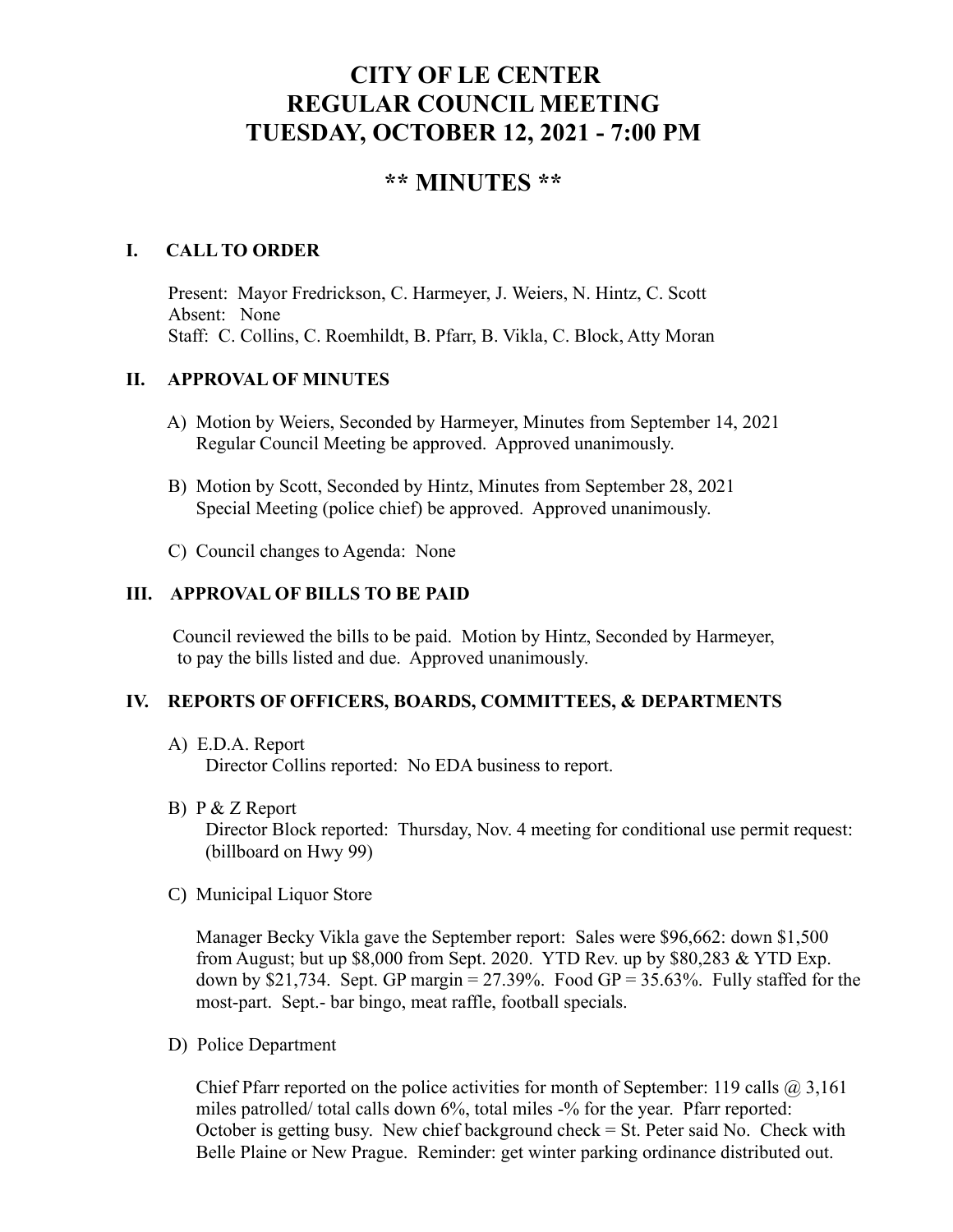# CITY OF LE CENTER
# REGULAR COUNCIL MEETING
# TUESDAY, OCTOBER 12, 2021 - 7:00 PM

## ** MINUTES **

### I. CALL TO ORDER

Present: Mayor Fredrickson, C. Harmeyer, J. Weiers, N. Hintz, C. Scott
Absent: None
Staff: C. Collins, C. Roemhildt, B. Pfarr, B. Vikla, C. Block, Atty Moran

### II. APPROVAL OF MINUTES

A) Motion by Weiers, Seconded by Harmeyer, Minutes from September 14, 2021 Regular Council Meeting be approved. Approved unanimously.

B) Motion by Scott, Seconded by Hintz, Minutes from September 28, 2021 Special Meeting (police chief) be approved. Approved unanimously.

C) Council changes to Agenda: None

### III. APPROVAL OF BILLS TO BE PAID

Council reviewed the bills to be paid. Motion by Hintz, Seconded by Harmeyer, to pay the bills listed and due. Approved unanimously.

### IV. REPORTS OF OFFICERS, BOARDS, COMMITTEES, & DEPARTMENTS

A) E.D.A. Report
Director Collins reported: No EDA business to report.

B) P & Z Report
Director Block reported: Thursday, Nov. 4 meeting for conditional use permit request: (billboard on Hwy 99)

C) Municipal Liquor Store

Manager Becky Vikla gave the September report: Sales were $96,662: down $1,500 from August; but up $8,000 from Sept. 2020. YTD Rev. up by $80,283 & YTD Exp. down by $21,734. Sept. GP margin = 27.39%. Food GP = 35.63%. Fully staffed for the most-part. Sept.- bar bingo, meat raffle, football specials.

D) Police Department

Chief Pfarr reported on the police activities for month of September: 119 calls @ 3,161 miles patrolled/ total calls down 6%, total miles -% for the year. Pfarr reported: October is getting busy. New chief background check = St. Peter said No. Check with Belle Plaine or New Prague. Reminder: get winter parking ordinance distributed out.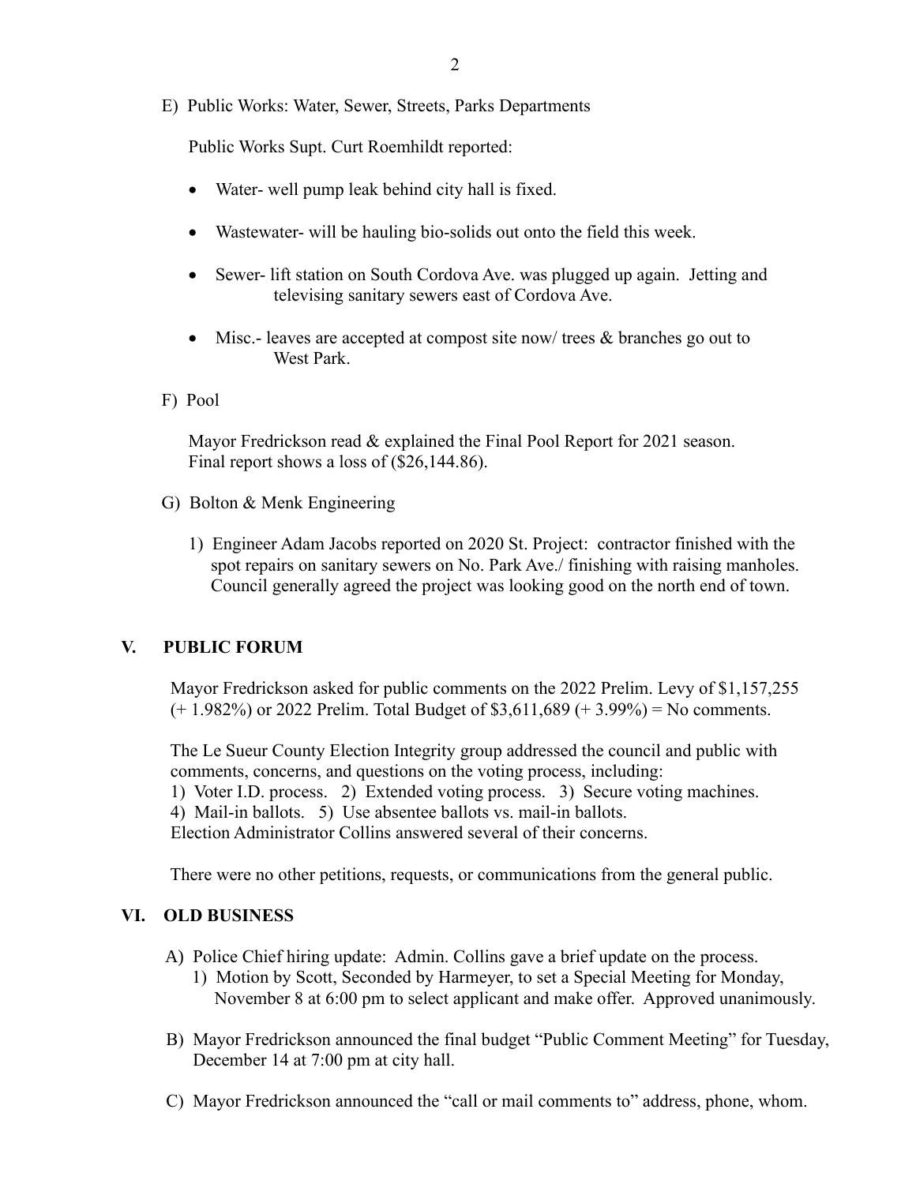E) Public Works: Water, Sewer, Streets, Parks Departments

Public Works Supt. Curt Roemhildt reported:

- Water- well pump leak behind city hall is fixed.
- Wastewater- will be hauling bio-solids out onto the field this week.
- Sewer- lift station on South Cordova Ave. was plugged up again. Jetting and televising sanitary sewers east of Cordova Ave.
- Misc.- leaves are accepted at compost site now/ trees & branches go out to West Park.

F) Pool

Mayor Fredrickson read & explained the Final Pool Report for 2021 season. Final report shows a loss of ($26,144.86).

G) Bolton & Menk Engineering

1) Engineer Adam Jacobs reported on 2020 St. Project: contractor finished with the spot repairs on sanitary sewers on No. Park Ave./ finishing with raising manholes. Council generally agreed the project was looking good on the north end of town.

## V. PUBLIC FORUM

Mayor Fredrickson asked for public comments on the 2022 Prelim. Levy of $1,157,255 (+ 1.982%) or 2022 Prelim. Total Budget of $3,611,689 (+ 3.99%) = No comments.

The Le Sueur County Election Integrity group addressed the council and public with comments, concerns, and questions on the voting process, including:
1) Voter I.D. process. 2) Extended voting process. 3) Secure voting machines.
4) Mail-in ballots. 5) Use absentee ballots vs. mail-in ballots.
Election Administrator Collins answered several of their concerns.

There were no other petitions, requests, or communications from the general public.

## VI. OLD BUSINESS

A) Police Chief hiring update: Admin. Collins gave a brief update on the process.
   1) Motion by Scott, Seconded by Harmeyer, to set a Special Meeting for Monday, November 8 at 6:00 pm to select applicant and make offer. Approved unanimously.

B) Mayor Fredrickson announced the final budget "Public Comment Meeting" for Tuesday, December 14 at 7:00 pm at city hall.

C) Mayor Fredrickson announced the "call or mail comments to" address, phone, whom.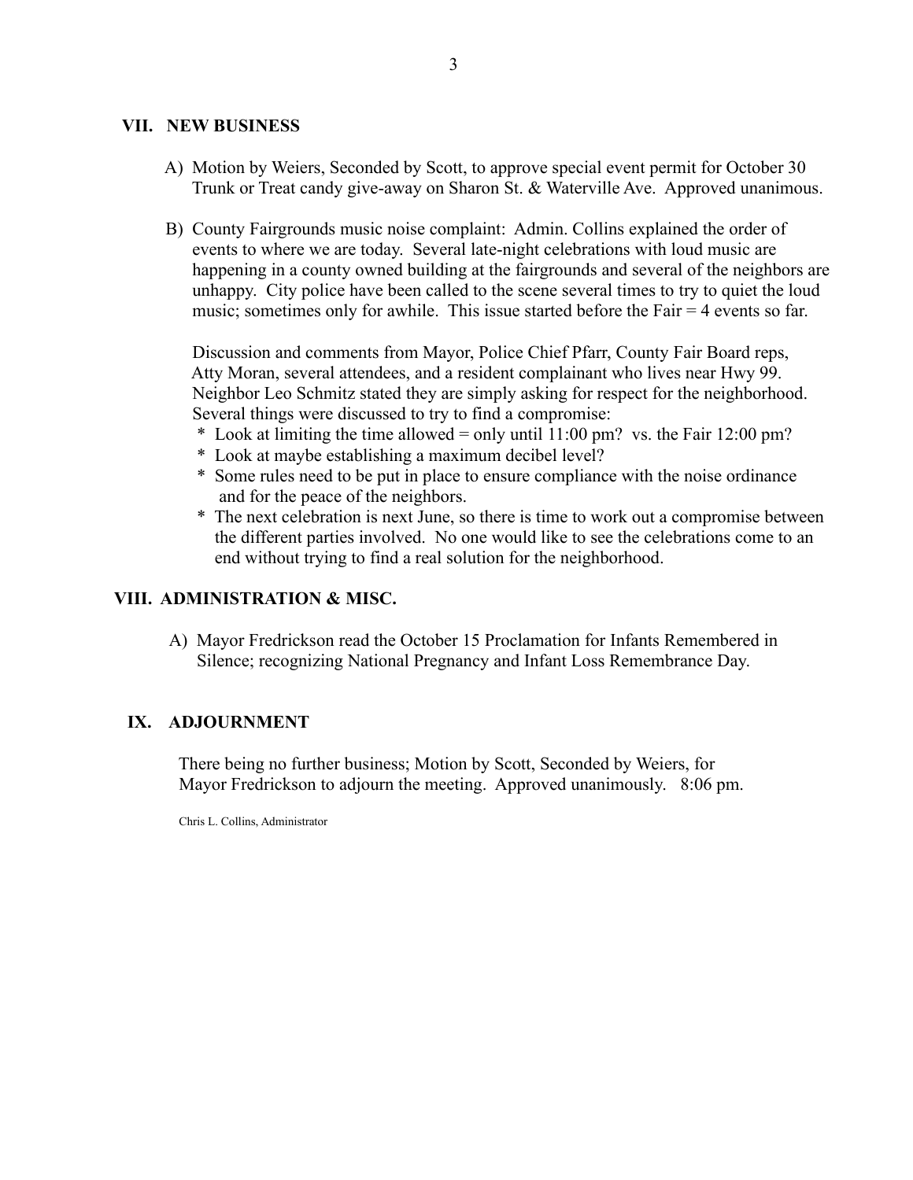## VII. NEW BUSINESS

A) Motion by Weiers, Seconded by Scott, to approve special event permit for October 30 Trunk or Treat candy give-away on Sharon St. & Waterville Ave. Approved unanimous.

B) County Fairgrounds music noise complaint: Admin. Collins explained the order of events to where we are today. Several late-night celebrations with loud music are happening in a county owned building at the fairgrounds and several of the neighbors are unhappy. City police have been called to the scene several times to try to quiet the loud music; sometimes only for awhile. This issue started before the Fair = 4 events so far.

Discussion and comments from Mayor, Police Chief Pfarr, County Fair Board reps, Atty Moran, several attendees, and a resident complainant who lives near Hwy 99. Neighbor Leo Schmitz stated they are simply asking for respect for the neighborhood. Several things were discussed to try to find a compromise:

- Look at limiting the time allowed = only until 11:00 pm? vs. the Fair 12:00 pm?
- Look at maybe establishing a maximum decibel level?
- Some rules need to be put in place to ensure compliance with the noise ordinance and for the peace of the neighbors.
- The next celebration is next June, so there is time to work out a compromise between the different parties involved. No one would like to see the celebrations come to an end without trying to find a real solution for the neighborhood.

## VIII. ADMINISTRATION & MISC.

A) Mayor Fredrickson read the October 15 Proclamation for Infants Remembered in Silence; recognizing National Pregnancy and Infant Loss Remembrance Day.

## IX. ADJOURNMENT

There being no further business; Motion by Scott, Seconded by Weiers, for Mayor Fredrickson to adjourn the meeting. Approved unanimously. 8:06 pm.

Chris L. Collins, Administrator